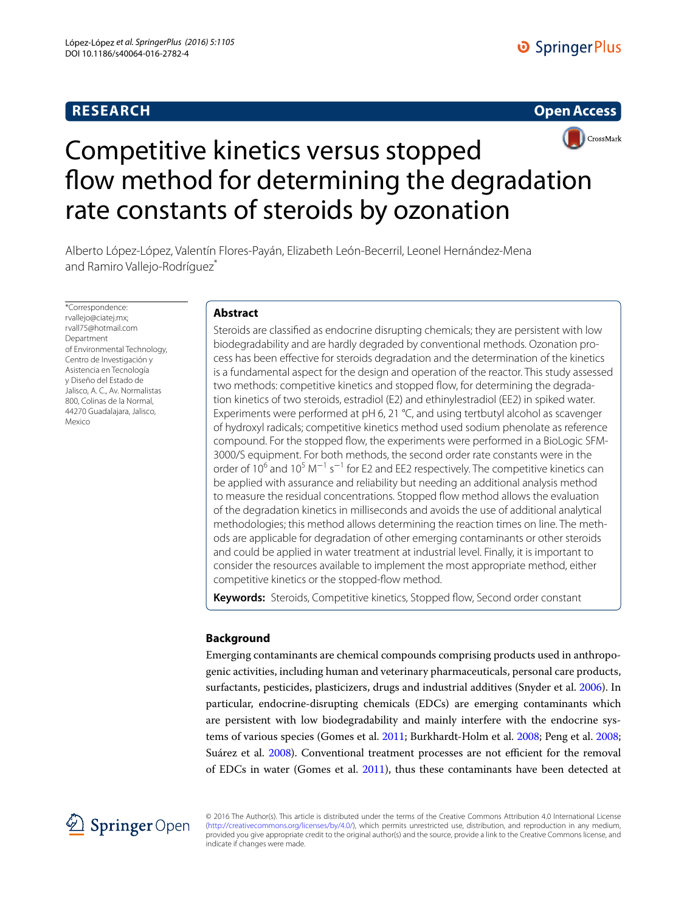RESEARCH

Open Access

# Competitive kinetics versus stopped flow method for determining the degradation rate constants of steroids by ozonation

Alberto López-López, Valentín Flores-Payán, Elizabeth León-Becerril, Leonel Hernández-Mena and Ramiro Vallejo-Rodríguez*

*Correspondence: rvallejo@ciatej.mx; rvall75@hotmail.com
Department of Environmental Technology, Centro de Investigación y Asistencia en Tecnología y Diseño del Estado de Jalisco, A. C., Av. Normalistas 800, Colinas de la Normal, 44270 Guadalajara, Jalisco, Mexico

## Abstract

Steroids are classified as endocrine disrupting chemicals; they are persistent with low biodegradability and are hardly degraded by conventional methods. Ozonation process has been effective for steroids degradation and the determination of the kinetics is a fundamental aspect for the design and operation of the reactor. This study assessed two methods: competitive kinetics and stopped flow, for determining the degradation kinetics of two steroids, estradiol (E2) and ethinylestradiol (EE2) in spiked water. Experiments were performed at pH 6, 21 °C, and using tertbutyl alcohol as scavenger of hydroxyl radicals; competitive kinetics method used sodium phenolate as reference compound. For the stopped flow, the experiments were performed in a BioLogic SFM-3000/S equipment. For both methods, the second order rate constants were in the order of $10^6$ and $10^5$ $M^{-1}$ $s^{-1}$ for E2 and EE2 respectively. The competitive kinetics can be applied with assurance and reliability but needing an additional analysis method to measure the residual concentrations. Stopped flow method allows the evaluation of the degradation kinetics in milliseconds and avoids the use of additional analytical methodologies; this method allows determining the reaction times on line. The methods are applicable for degradation of other emerging contaminants or other steroids and could be applied in water treatment at industrial level. Finally, it is important to consider the resources available to implement the most appropriate method, either competitive kinetics or the stopped-flow method.

**Keywords:** Steroids, Competitive kinetics, Stopped flow, Second order constant

## Background

Emerging contaminants are chemical compounds comprising products used in anthropogenic activities, including human and veterinary pharmaceuticals, personal care products, surfactants, pesticides, plasticizers, drugs and industrial additives (Snyder et al. 2006). In particular, endocrine-disrupting chemicals (EDCs) are emerging contaminants which are persistent with low biodegradability and mainly interfere with the endocrine systems of various species (Gomes et al. 2011; Burkhardt-Holm et al. 2008; Peng et al. 2008; Suárez et al. 2008). Conventional treatment processes are not efficient for the removal of EDCs in water (Gomes et al. 2011), thus these contaminants have been detected at

© 2016 The Author(s). This article is distributed under the terms of the Creative Commons Attribution 4.0 International License (http://creativecommons.org/licenses/by/4.0/), which permits unrestricted use, distribution, and reproduction in any medium, provided you give appropriate credit to the original author(s) and the source, provide a link to the Creative Commons license, and indicate if changes were made.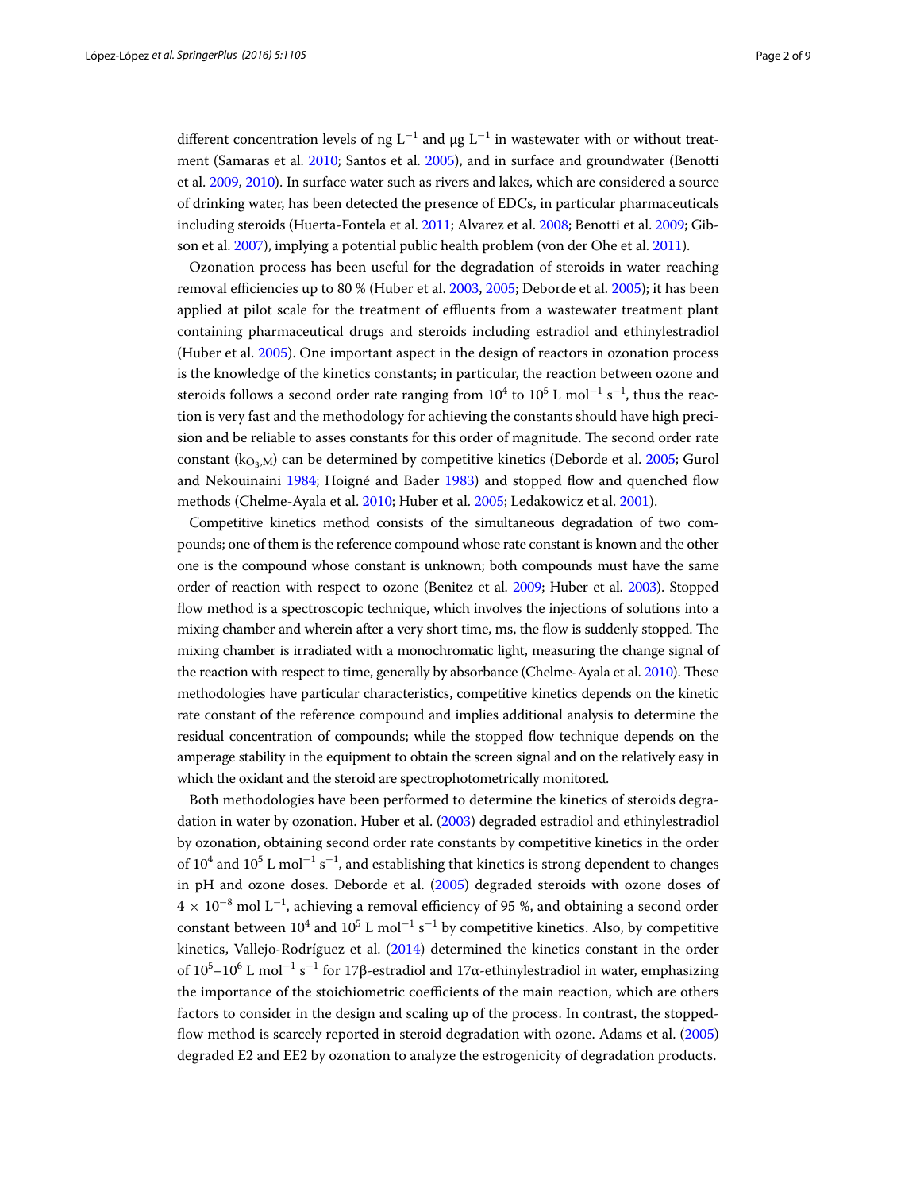different concentration levels of ng $L^{-1}$ and μg $L^{-1}$ in wastewater with or without treatment (Samaras et al. 2010; Santos et al. 2005), and in surface and groundwater (Benotti et al. 2009, 2010). In surface water such as rivers and lakes, which are considered a source of drinking water, has been detected the presence of EDCs, in particular pharmaceuticals including steroids (Huerta-Fontela et al. 2011; Alvarez et al. 2008; Benotti et al. 2009; Gibson et al. 2007), implying a potential public health problem (von der Ohe et al. 2011).

Ozonation process has been useful for the degradation of steroids in water reaching removal efficiencies up to 80 % (Huber et al. 2003, 2005; Deborde et al. 2005); it has been applied at pilot scale for the treatment of effluents from a wastewater treatment plant containing pharmaceutical drugs and steroids including estradiol and ethinylestradiol (Huber et al. 2005). One important aspect in the design of reactors in ozonation process is the knowledge of the kinetics constants; in particular, the reaction between ozone and steroids follows a second order rate ranging from $10^4$ to $10^5$ L $mol^{-1}$ $s^{-1}$, thus the reaction is very fast and the methodology for achieving the constants should have high precision and be reliable to asses constants for this order of magnitude. The second order rate constant ($k_{O_3,M}$) can be determined by competitive kinetics (Deborde et al. 2005; Gurol and Nekouinaini 1984; Hoigné and Bader 1983) and stopped flow and quenched flow methods (Chelme-Ayala et al. 2010; Huber et al. 2005; Ledakowicz et al. 2001).

Competitive kinetics method consists of the simultaneous degradation of two compounds; one of them is the reference compound whose rate constant is known and the other one is the compound whose constant is unknown; both compounds must have the same order of reaction with respect to ozone (Benitez et al. 2009; Huber et al. 2003). Stopped flow method is a spectroscopic technique, which involves the injections of solutions into a mixing chamber and wherein after a very short time, ms, the flow is suddenly stopped. The mixing chamber is irradiated with a monochromatic light, measuring the change signal of the reaction with respect to time, generally by absorbance (Chelme-Ayala et al. 2010). These methodologies have particular characteristics, competitive kinetics depends on the kinetic rate constant of the reference compound and implies additional analysis to determine the residual concentration of compounds; while the stopped flow technique depends on the amperage stability in the equipment to obtain the screen signal and on the relatively easy in which the oxidant and the steroid are spectrophotometrically monitored.

Both methodologies have been performed to determine the kinetics of steroids degradation in water by ozonation. Huber et al. (2003) degraded estradiol and ethinylestradiol by ozonation, obtaining second order rate constants by competitive kinetics in the order of $10^4$ and $10^5$ L $mol^{-1}$ $s^{-1}$, and establishing that kinetics is strong dependent to changes in pH and ozone doses. Deborde et al. (2005) degraded steroids with ozone doses of $4 \times 10^{-8}$ mol $L^{-1}$, achieving a removal efficiency of 95 %, and obtaining a second order constant between $10^4$ and $10^5$ L $mol^{-1}$ $s^{-1}$ by competitive kinetics. Also, by competitive kinetics, Vallejo-Rodríguez et al. (2014) determined the kinetics constant in the order of $10^5$–$10^6$ L $mol^{-1}$ $s^{-1}$ for 17β-estradiol and 17α-ethinylestradiol in water, emphasizing the importance of the stoichiometric coefficients of the main reaction, which are others factors to consider in the design and scaling up of the process. In contrast, the stopped-flow method is scarcely reported in steroid degradation with ozone. Adams et al. (2005) degraded E2 and EE2 by ozonation to analyze the estrogenicity of degradation products.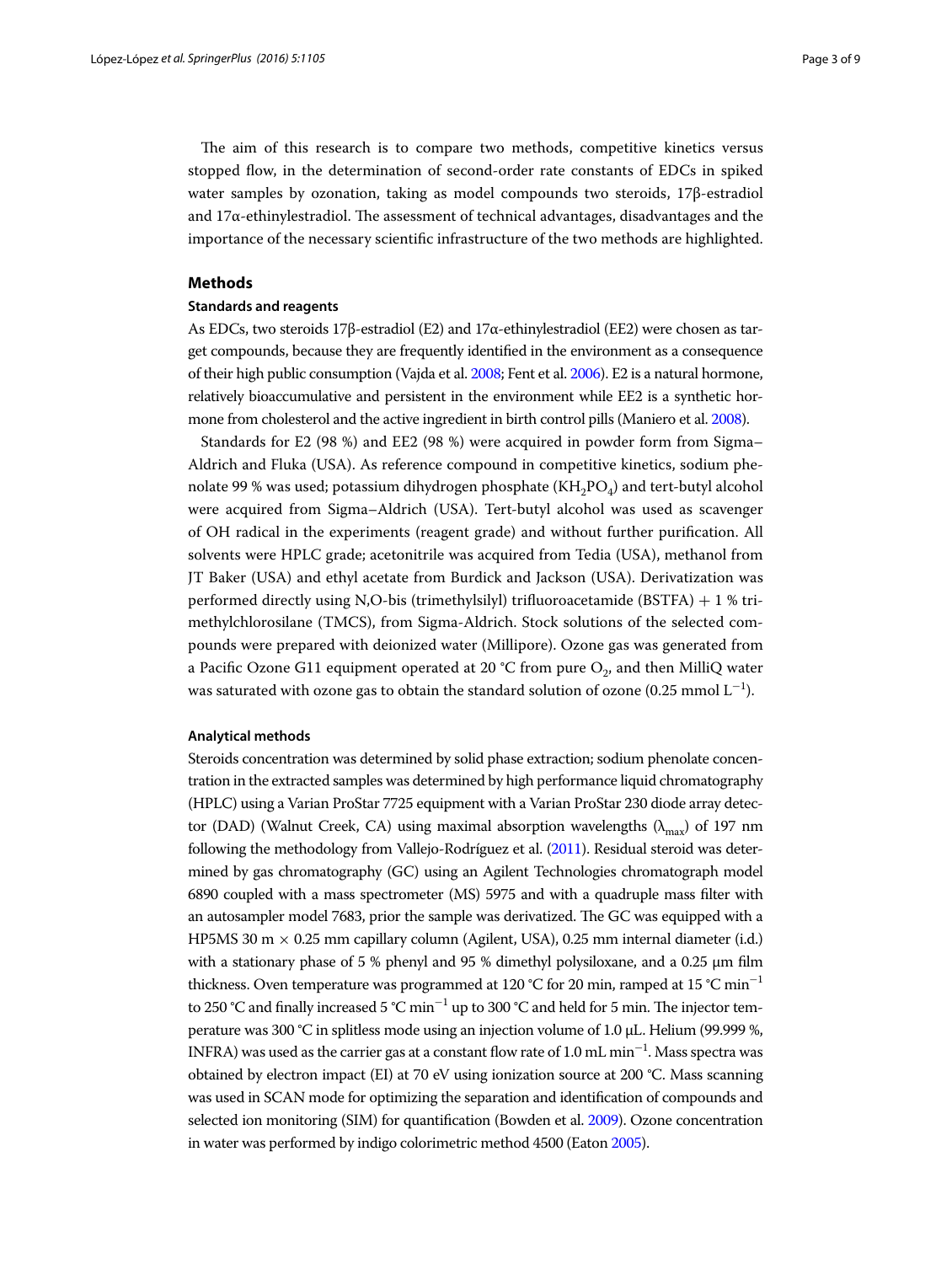The aim of this research is to compare two methods, competitive kinetics versus stopped flow, in the determination of second-order rate constants of EDCs in spiked water samples by ozonation, taking as model compounds two steroids, 17β-estradiol and 17α-ethinylestradiol. The assessment of technical advantages, disadvantages and the importance of the necessary scientific infrastructure of the two methods are highlighted.

## Methods

### Standards and reagents

As EDCs, two steroids 17β-estradiol (E2) and 17α-ethinylestradiol (EE2) were chosen as target compounds, because they are frequently identified in the environment as a consequence of their high public consumption (Vajda et al. 2008; Fent et al. 2006). E2 is a natural hormone, relatively bioaccumulative and persistent in the environment while EE2 is a synthetic hormone from cholesterol and the active ingredient in birth control pills (Maniero et al. 2008).

Standards for E2 (98 %) and EE2 (98 %) were acquired in powder form from Sigma–Aldrich and Fluka (USA). As reference compound in competitive kinetics, sodium phenolate 99 % was used; potassium dihydrogen phosphate ($KH_2PO_4$) and tert-butyl alcohol were acquired from Sigma–Aldrich (USA). Tert-butyl alcohol was used as scavenger of OH radical in the experiments (reagent grade) and without further purification. All solvents were HPLC grade; acetonitrile was acquired from Tedia (USA), methanol from JT Baker (USA) and ethyl acetate from Burdick and Jackson (USA). Derivatization was performed directly using N,O-bis (trimethylsilyl) trifluoroacetamide (BSTFA) + 1 % trimethylchlorosilane (TMCS), from Sigma-Aldrich. Stock solutions of the selected compounds were prepared with deionized water (Millipore). Ozone gas was generated from a Pacific Ozone G11 equipment operated at 20 °C from pure $O_2$, and then MilliQ water was saturated with ozone gas to obtain the standard solution of ozone (0.25 mmol $L^{-1}$).

### Analytical methods

Steroids concentration was determined by solid phase extraction; sodium phenolate concentration in the extracted samples was determined by high performance liquid chromatography (HPLC) using a Varian ProStar 7725 equipment with a Varian ProStar 230 diode array detector (DAD) (Walnut Creek, CA) using maximal absorption wavelengths ($\lambda_{max}$) of 197 nm following the methodology from Vallejo-Rodríguez et al. (2011). Residual steroid was determined by gas chromatography (GC) using an Agilent Technologies chromatograph model 6890 coupled with a mass spectrometer (MS) 5975 and with a quadruple mass filter with an autosampler model 7683, prior the sample was derivatized. The GC was equipped with a HP5MS 30 m × 0.25 mm capillary column (Agilent, USA), 0.25 mm internal diameter (i.d.) with a stationary phase of 5 % phenyl and 95 % dimethyl polysiloxane, and a 0.25 μm film thickness. Oven temperature was programmed at 120 °C for 20 min, ramped at 15 °C $min^{-1}$ to 250 °C and finally increased 5 °C $min^{-1}$ up to 300 °C and held for 5 min. The injector temperature was 300 °C in splitless mode using an injection volume of 1.0 μL. Helium (99.999 %, INFRA) was used as the carrier gas at a constant flow rate of 1.0 mL $min^{-1}$. Mass spectra was obtained by electron impact (EI) at 70 eV using ionization source at 200 °C. Mass scanning was used in SCAN mode for optimizing the separation and identification of compounds and selected ion monitoring (SIM) for quantification (Bowden et al. 2009). Ozone concentration in water was performed by indigo colorimetric method 4500 (Eaton 2005).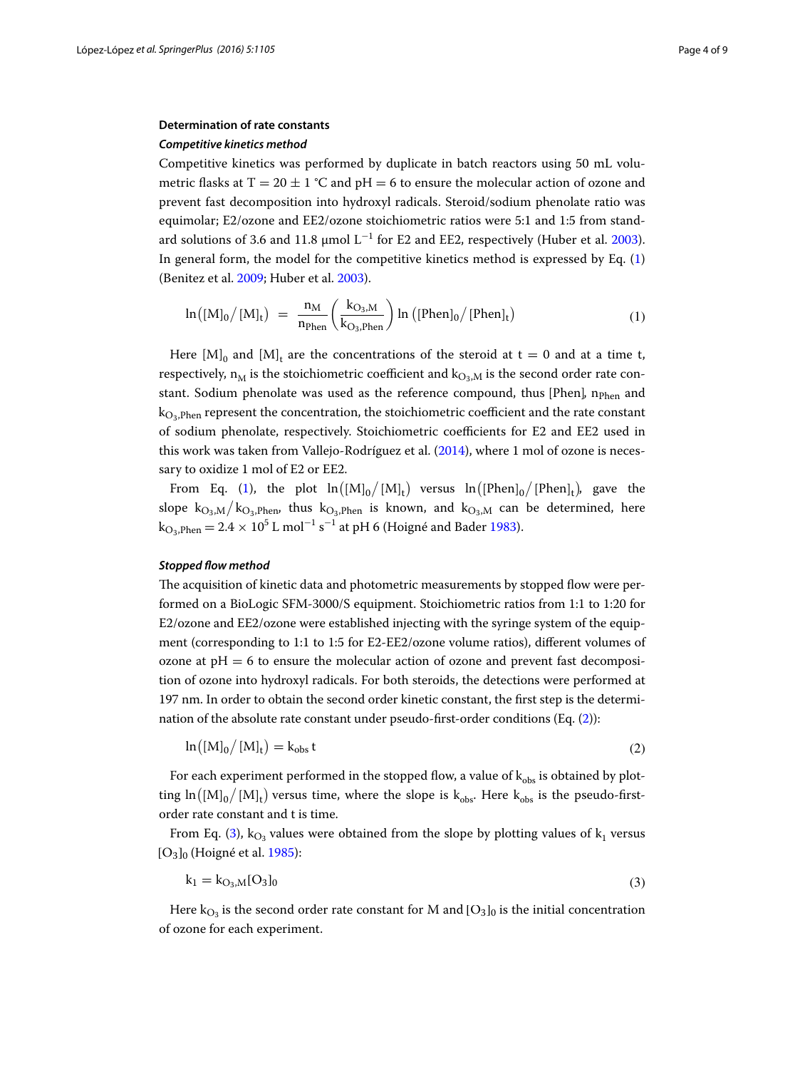### Determination of rate constants

#### *Competitive kinetics method*

Competitive kinetics was performed by duplicate in batch reactors using 50 mL volumetric flasks at $T = 20 \pm 1$ °C and pH = 6 to ensure the molecular action of ozone and prevent fast decomposition into hydroxyl radicals. Steroid/sodium phenolate ratio was equimolar; E2/ozone and EE2/ozone stoichiometric ratios were 5:1 and 1:5 from standard solutions of 3.6 and 11.8 μmol $L^{-1}$ for E2 and EE2, respectively (Huber et al. 2003). In general form, the model for the competitive kinetics method is expressed by Eq. (1) (Benitez et al. 2009; Huber et al. 2003).

$$\ln\left([M]_0 / [M]_t\right) = \frac{n_M}{n_{Phen}} \left( \frac{k_{O_3,M}}{k_{O_3,Phen}} \right) \ln\left([Phen]_0 / [Phen]_t\right) \tag{1}$$

Here $[M]_0$ and $[M]_t$ are the concentrations of the steroid at t = 0 and at a time t, respectively, $n_M$ is the stoichiometric coefficient and $k_{O_3,M}$ is the second order rate constant. Sodium phenolate was used as the reference compound, thus [Phen], $n_{Phen}$ and $k_{O_3,Phen}$ represent the concentration, the stoichiometric coefficient and the rate constant of sodium phenolate, respectively. Stoichiometric coefficients for E2 and EE2 used in this work was taken from Vallejo-Rodríguez et al. (2014), where 1 mol of ozone is necessary to oxidize 1 mol of E2 or EE2.

From Eq. (1), the plot $\ln\left([M]_0 / [M]_t\right)$ versus $\ln\left([Phen]_0 / [Phen]_t\right)$, gave the slope $k_{O_3,M} / k_{O_3,Phen}$, thus $k_{O_3,Phen}$ is known, and $k_{O_3,M}$ can be determined, here $k_{O_3,Phen} = 2.4 \times 10^5$ L $mol^{-1}$ $s^{-1}$ at pH 6 (Hoigné and Bader 1983).

#### *Stopped flow method*

The acquisition of kinetic data and photometric measurements by stopped flow were performed on a BioLogic SFM-3000/S equipment. Stoichiometric ratios from 1:1 to 1:20 for E2/ozone and EE2/ozone were established injecting with the syringe system of the equipment (corresponding to 1:1 to 1:5 for E2-EE2/ozone volume ratios), different volumes of ozone at pH = 6 to ensure the molecular action of ozone and prevent fast decomposition of ozone into hydroxyl radicals. For both steroids, the detections were performed at 197 nm. In order to obtain the second order kinetic constant, the first step is the determination of the absolute rate constant under pseudo-first-order conditions (Eq. (2)):

$$\ln\left([M]_0 / [M]_t\right) = k_{obs}\, t \tag{2}$$

For each experiment performed in the stopped flow, a value of $k_{obs}$ is obtained by plotting $\ln\left([M]_0 / [M]_t\right)$ versus time, where the slope is $k_{obs}$. Here $k_{obs}$ is the pseudo-first-order rate constant and t is time.

From Eq. (3), $k_{O_3}$ values were obtained from the slope by plotting values of $k_1$ versus $[O_3]_0$ (Hoigné et al. 1985):

$$k_1 = k_{O_3,M}[O_3]_0 \tag{3}$$

Here $k_{O_3}$ is the second order rate constant for M and $[O_3]_0$ is the initial concentration of ozone for each experiment.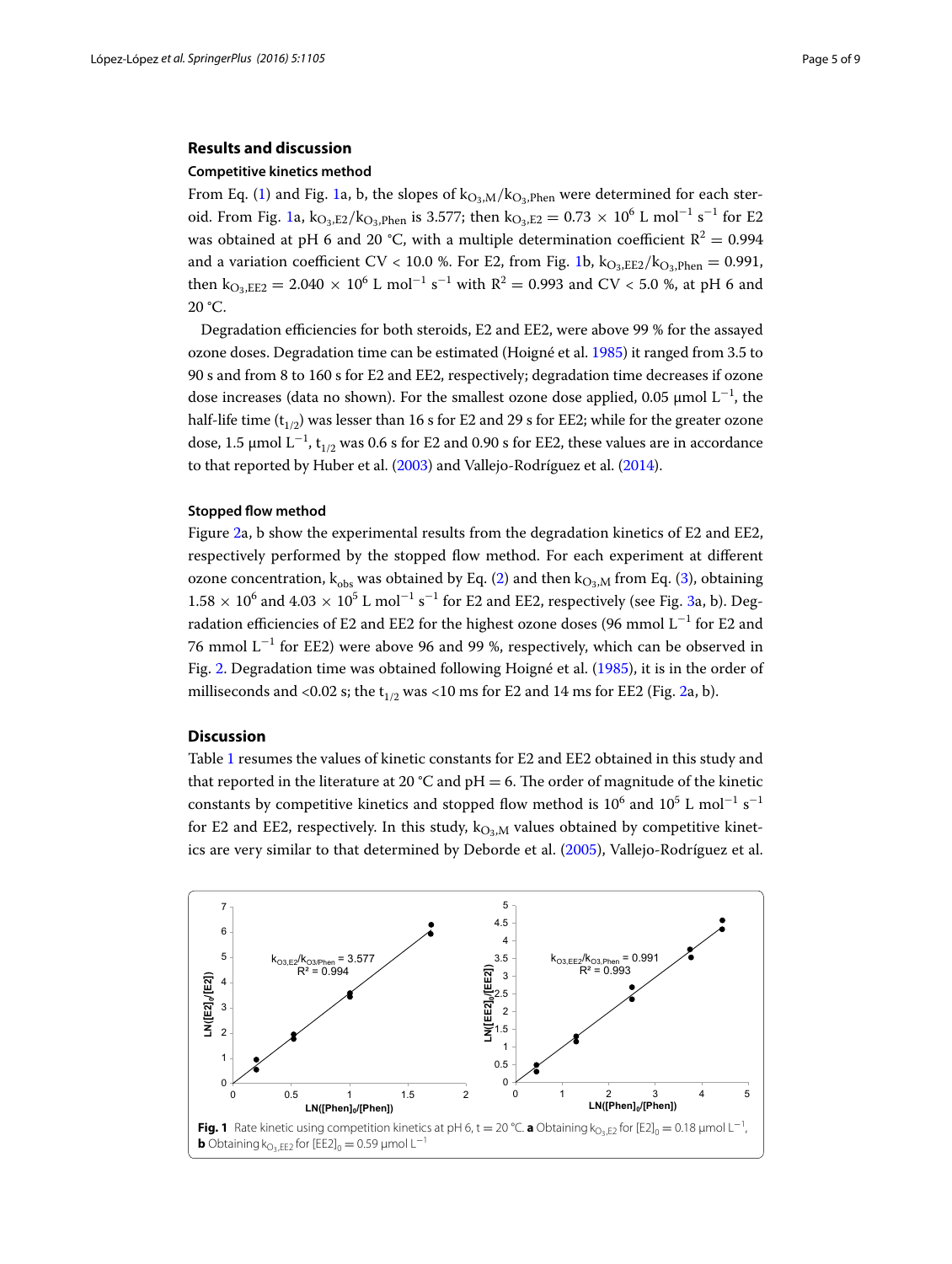## Results and discussion

### Competitive kinetics method

From Eq. (1) and Fig. 1a, b, the slopes of $k_{O_3,M}/k_{O_3,Phen}$ were determined for each steroid. From Fig. 1a, $k_{O_3,E2}/k_{O_3,Phen}$ is 3.577; then $k_{O_3,E2} = 0.73 \times 10^6$ L mol$^{-1}$ s$^{-1}$ for E2 was obtained at pH 6 and 20 °C, with a multiple determination coefficient $R^2 = 0.994$ and a variation coefficient CV < 10.0 %. For E2, from Fig. 1b, $k_{O_3,EE2}/k_{O_3,Phen} = 0.991$, then $k_{O_3,EE2} = 2.040 \times 10^6$ L mol$^{-1}$ s$^{-1}$ with $R^2 = 0.993$ and CV < 5.0 %, at pH 6 and 20 °C.

Degradation efficiencies for both steroids, E2 and EE2, were above 99 % for the assayed ozone doses. Degradation time can be estimated (Hoigné et al. 1985) it ranged from 3.5 to 90 s and from 8 to 160 s for E2 and EE2, respectively; degradation time decreases if ozone dose increases (data no shown). For the smallest ozone dose applied, 0.05 µmol L$^{-1}$, the half-life time ($t_{1/2}$) was lesser than 16 s for E2 and 29 s for EE2; while for the greater ozone dose, 1.5 µmol L$^{-1}$, $t_{1/2}$ was 0.6 s for E2 and 0.90 s for EE2, these values are in accordance to that reported by Huber et al. (2003) and Vallejo-Rodríguez et al. (2014).

### Stopped flow method

Figure 2a, b show the experimental results from the degradation kinetics of E2 and EE2, respectively performed by the stopped flow method. For each experiment at different ozone concentration, $k_{obs}$ was obtained by Eq. (2) and then $k_{O_3,M}$ from Eq. (3), obtaining $1.58 \times 10^6$ and $4.03 \times 10^5$ L mol$^{-1}$ s$^{-1}$ for E2 and EE2, respectively (see Fig. 3a, b). Degradation efficiencies of E2 and EE2 for the highest ozone doses (96 mmol L$^{-1}$ for E2 and 76 mmol L$^{-1}$ for EE2) were above 96 and 99 %, respectively, which can be observed in Fig. 2. Degradation time was obtained following Hoigné et al. (1985), it is in the order of milliseconds and <0.02 s; the $t_{1/2}$ was <10 ms for E2 and 14 ms for EE2 (Fig. 2a, b).

## Discussion

Table 1 resumes the values of kinetic constants for E2 and EE2 obtained in this study and that reported in the literature at 20 °C and pH = 6. The order of magnitude of the kinetic constants by competitive kinetics and stopped flow method is $10^6$ and $10^5$ L mol$^{-1}$ s$^{-1}$ for E2 and EE2, respectively. In this study, $k_{O_3,M}$ values obtained by competitive kinetics are very similar to that determined by Deborde et al. (2005), Vallejo-Rodríguez et al.

**Fig. 1** Rate kinetic using competition kinetics at pH 6, t = 20 °C. **a** Obtaining $k_{O_3,E2}$ for $[E2]_0 = 0.18$ µmol L$^{-1}$, **b** Obtaining $k_{O_3,EE2}$ for $[EE2]_0 = 0.59$ µmol L$^{-1}$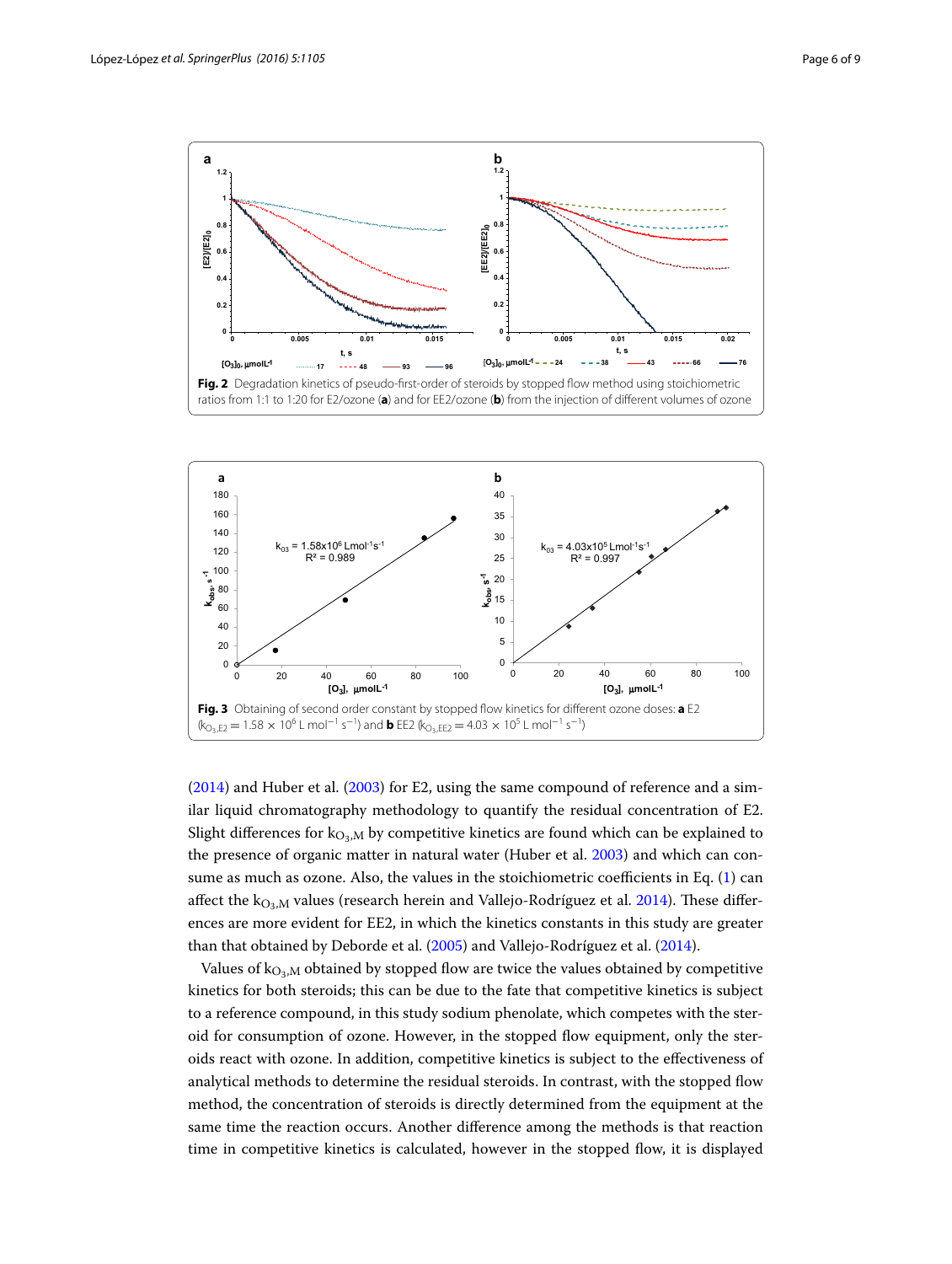Fig. 2 Degradation kinetics of pseudo-first-order of steroids by stopped flow method using stoichiometric ratios from 1:1 to 1:20 for E2/ozone (**a**) and for EE2/ozone (**b**) from the injection of different volumes of ozone

Fig. 3 Obtaining of second order constant by stopped flow kinetics for different ozone doses: **a** E2 ($k_{O_3,E2} = 1.58 \times 10^6$ L $mol^{-1}$ $s^{-1}$) and **b** EE2 ($k_{O_3,EE2} = 4.03 \times 10^5$ L $mol^{-1}$ $s^{-1}$)

(2014) and Huber et al. (2003) for E2, using the same compound of reference and a similar liquid chromatography methodology to quantify the residual concentration of E2. Slight differences for $k_{O_3,M}$ by competitive kinetics are found which can be explained to the presence of organic matter in natural water (Huber et al. 2003) and which can consume as much as ozone. Also, the values in the stoichiometric coefficients in Eq. (1) can affect the $k_{O_3,M}$ values (research herein and Vallejo-Rodríguez et al. 2014). These differences are more evident for EE2, in which the kinetics constants in this study are greater than that obtained by Deborde et al. (2005) and Vallejo-Rodríguez et al. (2014).

Values of $k_{O_3,M}$ obtained by stopped flow are twice the values obtained by competitive kinetics for both steroids; this can be due to the fate that competitive kinetics is subject to a reference compound, in this study sodium phenolate, which competes with the steroid for consumption of ozone. However, in the stopped flow equipment, only the steroids react with ozone. In addition, competitive kinetics is subject to the effectiveness of analytical methods to determine the residual steroids. In contrast, with the stopped flow method, the concentration of steroids is directly determined from the equipment at the same time the reaction occurs. Another difference among the methods is that reaction time in competitive kinetics is calculated, however in the stopped flow, it is displayed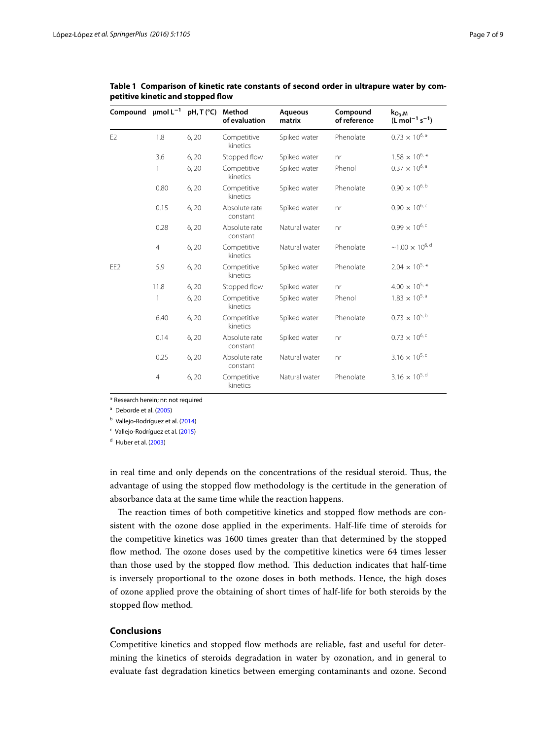**Table 1 Comparison of kinetic rate constants of second order in ultrapure water by competitive kinetic and stopped flow**

| Compound | $\mu mol\ L^{-1}$ | pH, T (°C) | Method of evaluation | Aqueous matrix | Compound of reference | $k_{O_3,M}$ ($L\ mol^{-1}\ s^{-1}$) |
|---|---|---|---|---|---|---|
| E2 | 1.8 | 6, 20 | Competitive kinetics | Spiked water | Phenolate | $0.73 \times 10^{6,*}$ |
| | 3.6 | 6, 20 | Stopped flow | Spiked water | nr | $1.58 \times 10^{6,*}$ |
| | 1 | 6, 20 | Competitive kinetics | Spiked water | Phenol | $0.37 \times 10^{6,a}$ |
| | 0.80 | 6, 20 | Competitive kinetics | Spiked water | Phenolate | $0.90 \times 10^{6,b}$ |
| | 0.15 | 6, 20 | Absolute rate constant | Spiked water | nr | $0.90 \times 10^{6,c}$ |
| | 0.28 | 6, 20 | Absolute rate constant | Natural water | nr | $0.99 \times 10^{6,c}$ |
| | 4 | 6, 20 | Competitive kinetics | Natural water | Phenolate | $\sim 1.00 \times 10^{6,d}$ |
| EE2 | 5.9 | 6, 20 | Competitive kinetics | Spiked water | Phenolate | $2.04 \times 10^{5,*}$ |
| | 11.8 | 6, 20 | Stopped flow | Spiked water | nr | $4.00 \times 10^{5,*}$ |
| | 1 | 6, 20 | Competitive kinetics | Spiked water | Phenol | $1.83 \times 10^{5,a}$ |
| | 6.40 | 6, 20 | Competitive kinetics | Spiked water | Phenolate | $0.73 \times 10^{5,b}$ |
| | 0.14 | 6, 20 | Absolute rate constant | Spiked water | nr | $0.73 \times 10^{6,c}$ |
| | 0.25 | 6, 20 | Absolute rate constant | Natural water | nr | $3.16 \times 10^{5,c}$ |
| | 4 | 6, 20 | Competitive kinetics | Natural water | Phenolate | $3.16 \times 10^{5,d}$ |

* Research herein; nr: not required

[a] Deborde et al. (2005)

[b] Vallejo-Rodríguez et al. (2014)

[c] Vallejo-Rodríguez et al. (2015)

[d] Huber et al. (2003)

in real time and only depends on the concentrations of the residual steroid. Thus, the advantage of using the stopped flow methodology is the certitude in the generation of absorbance data at the same time while the reaction happens.

The reaction times of both competitive kinetics and stopped flow methods are consistent with the ozone dose applied in the experiments. Half-life time of steroids for the competitive kinetics was 1600 times greater than that determined by the stopped flow method. The ozone doses used by the competitive kinetics were 64 times lesser than those used by the stopped flow method. This deduction indicates that half-time is inversely proportional to the ozone doses in both methods. Hence, the high doses of ozone applied prove the obtaining of short times of half-life for both steroids by the stopped flow method.

## Conclusions

Competitive kinetics and stopped flow methods are reliable, fast and useful for determining the kinetics of steroids degradation in water by ozonation, and in general to evaluate fast degradation kinetics between emerging contaminants and ozone. Second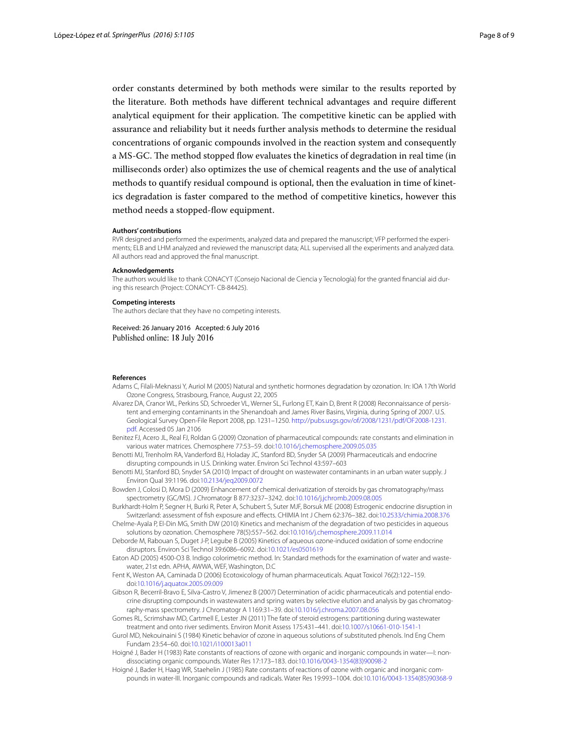order constants determined by both methods were similar to the results reported by the literature. Both methods have different technical advantages and require different analytical equipment for their application. The competitive kinetic can be applied with assurance and reliability but it needs further analysis methods to determine the residual concentrations of organic compounds involved in the reaction system and consequently a MS-GC. The method stopped flow evaluates the kinetics of degradation in real time (in milliseconds order) also optimizes the use of chemical reagents and the use of analytical methods to quantify residual compound is optional, then the evaluation in time of kinetics degradation is faster compared to the method of competitive kinetics, however this method needs a stopped-flow equipment.

#### Authors' contributions

RVR designed and performed the experiments, analyzed data and prepared the manuscript; VFP performed the experiments; ELB and LHM analyzed and reviewed the manuscript data; ALL supervised all the experiments and analyzed data. All authors read and approved the final manuscript.

#### Acknowledgements

The authors would like to thank CONACYT (Consejo Nacional de Ciencia y Tecnología) for the granted financial aid during this research (Project: CONACYT- CB-84425).

#### Competing interests

The authors declare that they have no competing interests.

Received: 26 January 2016 Accepted: 6 July 2016
Published online: 18 July 2016

#### References

- Adams C, Filali-Meknassi Y, Auriol M (2005) Natural and synthetic hormones degradation by ozonation. In: IOA 17th World Ozone Congress, Strasbourg, France, August 22, 2005
- Alvarez DA, Cranor WL, Perkins SD, Schroeder VL, Werner SL, Furlong ET, Kain D, Brent R (2008) Reconnaissance of persistent and emerging contaminants in the Shenandoah and James River Basins, Virginia, during Spring of 2007. U.S. Geological Survey Open-File Report 2008, pp. 1231–1250. http://pubs.usgs.gov/of/2008/1231/pdf/OF2008-1231.pdf. Accessed 05 Jan 2106
- Benitez FJ, Acero JL, Real FJ, Roldan G (2009) Ozonation of pharmaceutical compounds: rate constants and elimination in various water matrices. Chemosphere 77:53–59. doi:10.1016/j.chemosphere.2009.05.035
- Benotti MJ, Trenholm RA, Vanderford BJ, Holaday JC, Stanford BD, Snyder SA (2009) Pharmaceuticals and endocrine disrupting compounds in U.S. Drinking water. Environ Sci Technol 43:597–603
- Benotti MJ, Stanford BD, Snyder SA (2010) Impact of drought on wastewater contaminants in an urban water supply. J Environ Qual 39:1196. doi:10.2134/jeq2009.0072
- Bowden J, Colosi D, Mora D (2009) Enhancement of chemical derivatization of steroids by gas chromatography/mass spectrometry (GC/MS). J Chromatogr B 877:3237–3242. doi:10.1016/j.jchromb.2009.08.005
- Burkhardt-Holm P, Segner H, Burki R, Peter A, Schubert S, Suter MJF, Borsuk ME (2008) Estrogenic endocrine disruption in Switzerland: assessment of fish exposure and effects. CHIMIA Int J Chem 62:376–382. doi:10.2533/chimia.2008.376
- Chelme-Ayala P, El-Din MG, Smith DW (2010) Kinetics and mechanism of the degradation of two pesticides in aqueous solutions by ozonation. Chemosphere 78(5):557–562. doi:10.1016/j.chemosphere.2009.11.014
- Deborde M, Rabouan S, Duget J-P, Legube B (2005) Kinetics of aqueous ozone-induced oxidation of some endocrine disruptors. Environ Sci Technol 39:6086–6092. doi:10.1021/es0501619
- Eaton AD (2005) 4500-O3 B. Indigo colorimetric method. In: Standard methods for the examination of water and wastewater, 21st edn. APHA, AWWA, WEF, Washington, D.C
- Fent K, Weston AA, Caminada D (2006) Ecotoxicology of human pharmaceuticals. Aquat Toxicol 76(2):122–159. doi:10.1016/j.aquatox.2005.09.009
- Gibson R, Becerril-Bravo E, Silva-Castro V, Jimenez B (2007) Determination of acidic pharmaceuticals and potential endocrine disrupting compounds in wastewaters and spring waters by selective elution and analysis by gas chromatography-mass spectrometry. J Chromatogr A 1169:31–39. doi:10.1016/j.chroma.2007.08.056
- Gomes RL, Scrimshaw MD, Cartmell E, Lester JN (2011) The fate of steroid estrogens: partitioning during wastewater treatment and onto river sediments. Environ Monit Assess 175:431–441. doi:10.1007/s10661-010-1541-1
- Gurol MD, Nekouinaini S (1984) Kinetic behavior of ozone in aqueous solutions of substituted phenols. Ind Eng Chem Fundam 23:54–60. doi:10.1021/i100013a011
- Hoigné J, Bader H (1983) Rate constants of reactions of ozone with organic and inorganic compounds in water—I: non-dissociating organic compounds. Water Res 17:173–183. doi:10.1016/0043-1354(83)90098-2
- Hoigné J, Bader H, Haag WR, Staehelin J (1985) Rate constants of reactions of ozone with organic and inorganic compounds in water-III. Inorganic compounds and radicals. Water Res 19:993–1004. doi:10.1016/0043-1354(85)90368-9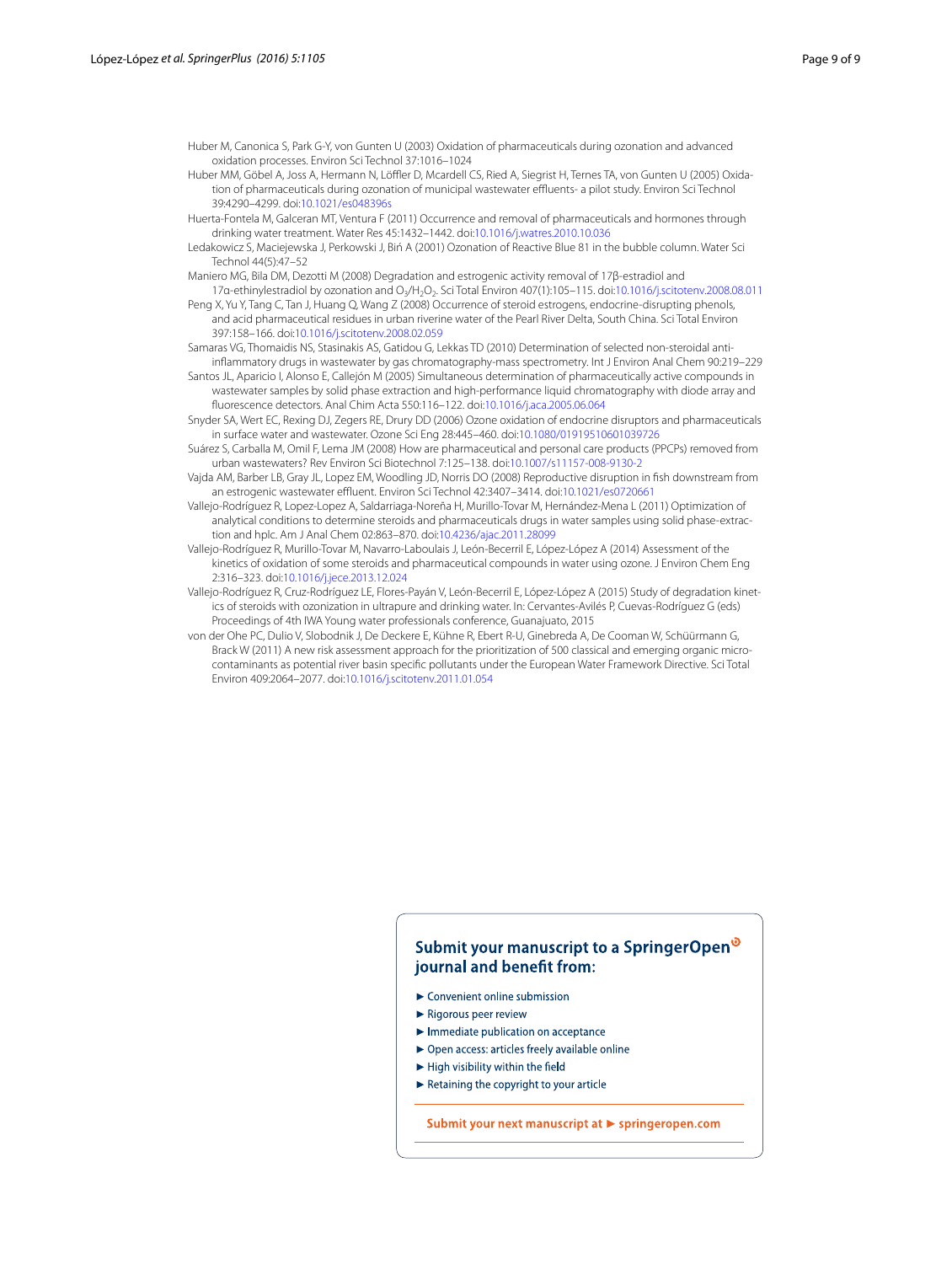Huber M, Canonica S, Park G-Y, von Gunten U (2003) Oxidation of pharmaceuticals during ozonation and advanced oxidation processes. Environ Sci Technol 37:1016–1024

Huber MM, Göbel A, Joss A, Hermann N, Löffler D, Mcardell CS, Ried A, Siegrist H, Ternes TA, von Gunten U (2005) Oxidation of pharmaceuticals during ozonation of municipal wastewater effluents- a pilot study. Environ Sci Technol 39:4290–4299. doi:10.1021/es048396s

Huerta-Fontela M, Galceran MT, Ventura F (2011) Occurrence and removal of pharmaceuticals and hormones through drinking water treatment. Water Res 45:1432–1442. doi:10.1016/j.watres.2010.10.036

Ledakowicz S, Maciejewska J, Perkowski J, Biń A (2001) Ozonation of Reactive Blue 81 in the bubble column. Water Sci Technol 44(5):47–52

Maniero MG, Bila DM, Dezotti M (2008) Degradation and estrogenic activity removal of 17β-estradiol and 17α-ethinylestradiol by ozonation and $O_3/H_2O_2$. Sci Total Environ 407(1):105–115. doi:10.1016/j.scitotenv.2008.08.011

Peng X, Yu Y, Tang C, Tan J, Huang Q, Wang Z (2008) Occurrence of steroid estrogens, endocrine-disrupting phenols, and acid pharmaceutical residues in urban riverine water of the Pearl River Delta, South China. Sci Total Environ 397:158–166. doi:10.1016/j.scitotenv.2008.02.059

Samaras VG, Thomaidis NS, Stasinakis AS, Gatidou G, Lekkas TD (2010) Determination of selected non-steroidal anti-inflammatory drugs in wastewater by gas chromatography-mass spectrometry. Int J Environ Anal Chem 90:219–229

Santos JL, Aparicio I, Alonso E, Callejón M (2005) Simultaneous determination of pharmaceutically active compounds in wastewater samples by solid phase extraction and high-performance liquid chromatography with diode array and fluorescence detectors. Anal Chim Acta 550:116–122. doi:10.1016/j.aca.2005.06.064

Snyder SA, Wert EC, Rexing DJ, Zegers RE, Drury DD (2006) Ozone oxidation of endocrine disruptors and pharmaceuticals in surface water and wastewater. Ozone Sci Eng 28:445–460. doi:10.1080/01919510601039726

Suárez S, Carballa M, Omil F, Lema JM (2008) How are pharmaceutical and personal care products (PPCPs) removed from urban wastewaters? Rev Environ Sci Biotechnol 7:125–138. doi:10.1007/s11157-008-9130-2

Vajda AM, Barber LB, Gray JL, Lopez EM, Woodling JD, Norris DO (2008) Reproductive disruption in fish downstream from an estrogenic wastewater effluent. Environ Sci Technol 42:3407–3414. doi:10.1021/es0720661

Vallejo-Rodríguez R, Lopez-Lopez A, Saldarriaga-Noreña H, Murillo-Tovar M, Hernández-Mena L (2011) Optimization of analytical conditions to determine steroids and pharmaceuticals drugs in water samples using solid phase-extraction and hplc. Am J Anal Chem 02:863–870. doi:10.4236/ajac.2011.28099

Vallejo-Rodríguez R, Murillo-Tovar M, Navarro-Laboulais J, León-Becerril E, López-López A (2014) Assessment of the kinetics of oxidation of some steroids and pharmaceutical compounds in water using ozone. J Environ Chem Eng 2:316–323. doi:10.1016/j.jece.2013.12.024

Vallejo-Rodríguez R, Cruz-Rodríguez LE, Flores-Payán V, León-Becerril E, López-López A (2015) Study of degradation kinetics of steroids with ozonization in ultrapure and drinking water. In: Cervantes-Avilés P, Cuevas-Rodríguez G (eds) Proceedings of 4th IWA Young water professionals conference, Guanajuato, 2015

von der Ohe PC, Dulio V, Slobodnik J, De Deckere E, Kühne R, Ebert R-U, Ginebreda A, De Cooman W, Schüürmann G, Brack W (2011) A new risk assessment approach for the prioritization of 500 classical and emerging organic microcontaminants as potential river basin specific pollutants under the European Water Framework Directive. Sci Total Environ 409:2064–2077. doi:10.1016/j.scitotenv.2011.01.054

**Submit your manuscript to a SpringerOpen journal and benefit from:**

- ► Convenient online submission
- ► Rigorous peer review
- ► Immediate publication on acceptance
- ► Open access: articles freely available online
- ► High visibility within the field
- ► Retaining the copyright to your article

**Submit your next manuscript at ► springeropen.com**